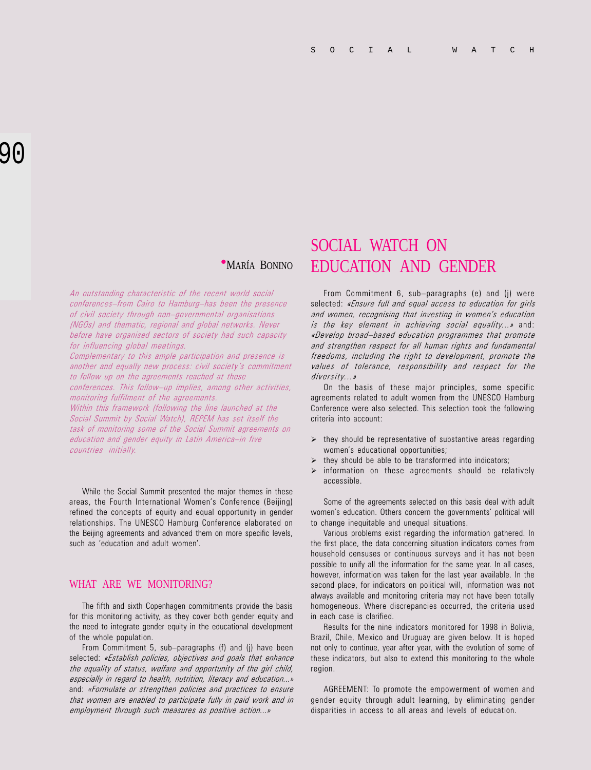# SOCIAL WATCH ON EDUCATION AND GENDER

•MARÍA BONINO

*An outstanding characteristic of the recent world social conferences–from Cairo to Hamburg–has been the presence of civil society through non–governmental organisations (NGOs) and thematic, regional and global networks. Never before have organised sectors of society had such capacity for influencing global meetings.*

*Complementary to this ample participation and presence is another and equally new process: civil society's commitment to follow up on the agreements reached at these conferences. This follow–up implies, among other activities, monitoring fulfilment of the agreements.*

*Within this framework (following the line launched at the Social Summit by Social Watch), REPEM has set itself the task of monitoring some of the Social Summit agreements on education and gender equity in Latin America–in five countries initially.*

While the Social Summit presented the major themes in these areas, the Fourth International Women's Conference (Beijing) refined the concepts of equity and equal opportunity in gender relationships. The UNESCO Hamburg Conference elaborated on the Beijing agreements and advanced them on more specific levels, such as 'education and adult women'.

## WHAT ARE WE MONITORING?

The fifth and sixth Copenhagen commitments provide the basis for this monitoring activity, as they cover both gender equity and the need to integrate gender equity in the educational development of the whole population.

From Commitment 5, sub–paragraphs (f) and (j) have been selected: *«Establish policies, objectives and goals that enhance the equality of status, welfare and opportunity of the girl child, especially in regard to health, nutrition, literacy and education...»* and: *«Formulate or strengthen policies and practices to ensure that women are enabled to participate fully in paid work and in employment through such measures as positive action...»*

From Commitment 6, sub–paragraphs (e) and (j) were selected: *«Ensure full and equal access to education for girls and women, recognising that investing in women's education is the key element in achieving social equality...»* and: *«Develop broad–based education programmes that promote and strengthen respect for all human rights and fundamental freedoms, including the right to development, promote the values of tolerance, responsibility and respect for the diversity...»*

On the basis of these major principles, some specific agreements related to adult women from the UNESCO Hamburg Conference were also selected. This selection took the following criteria into account:

- they should be representative of substantive areas regarding women's educational opportunities;
- they should be able to be transformed into indicators;
- information on these agreements should be relatively accessible.

Some of the agreements selected on this basis deal with adult women's education. Others concern the governments' political will to change inequitable and unequal situations.

Various problems exist regarding the information gathered. In the first place, the data concerning situation indicators comes from household censuses or continuous surveys and it has not been possible to unify all the information for the same year. In all cases, however, information was taken for the last year available. In the second place, for indicators on political will, information was not always available and monitoring criteria may not have been totally homogeneous. Where discrepancies occurred, the criteria used in each case is clarified.

Results for the nine indicators monitored for 1998 in Bolivia, Brazil, Chile, Mexico and Uruguay are given below. It is hoped not only to continue, year after year, with the evolution of some of these indicators, but also to extend this monitoring to the whole region.

AGREEMENT: To promote the empowerment of women and gender equity through adult learning, by eliminating gender disparities in access to all areas and levels of education.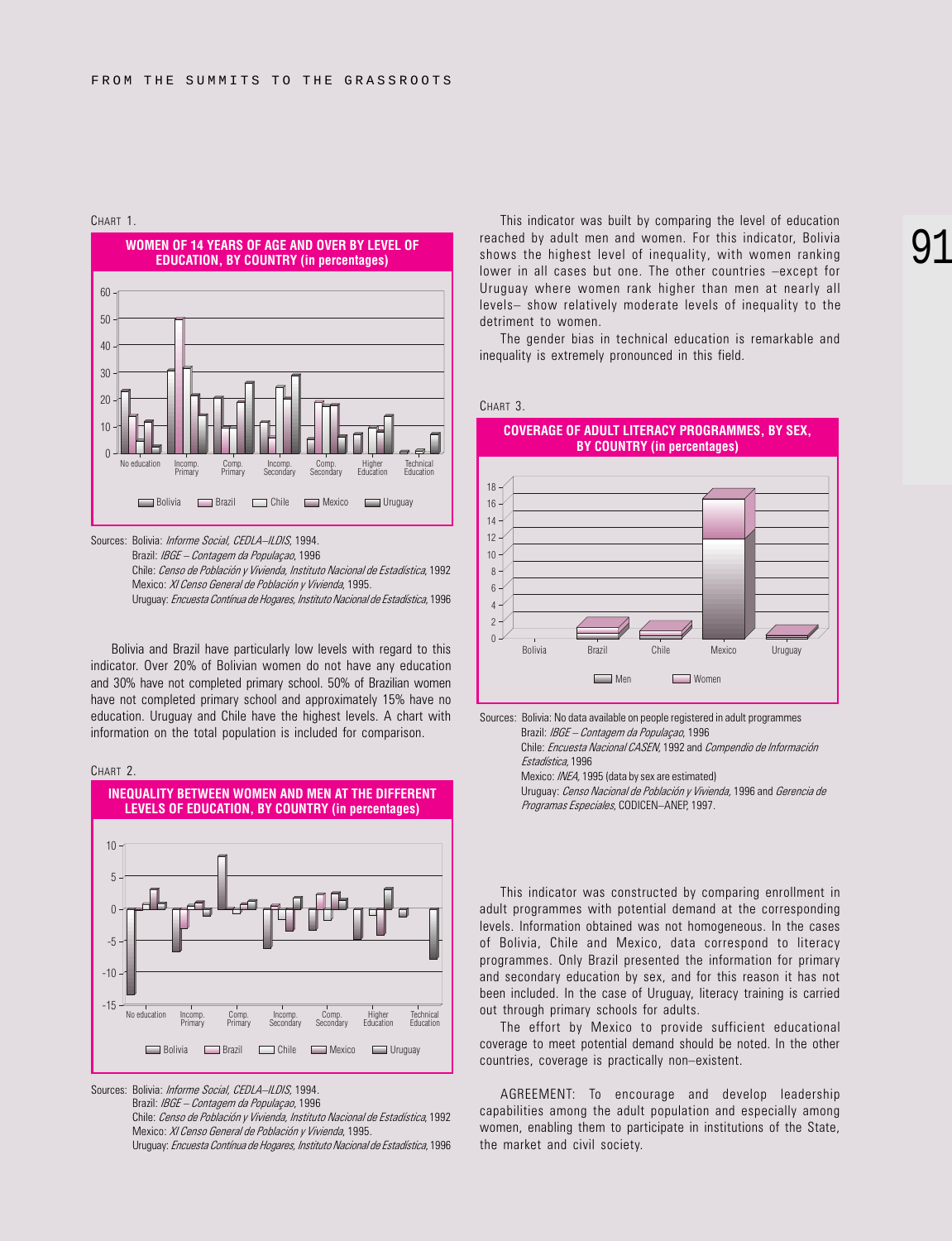CHART 1.

**WOMEN OF 14 YEARS OF AGE AND OVER BY LEVEL OF EDUCATION, BY COUNTRY (in percentages)**

Sources: Bolivia: *Informe Social, CEDLA–ILDIS*, 1994.
Brazil: *IBGE – Contagem da Populaçao*, 1996
Chile: *Censo de Población y Vivienda, Instituto Nacional de Estadística*, 1992
Mexico: *XI Censo General de Población y Vivienda*, 1995.
Uruguay: *Encuesta Contínua de Hogares, Instituto Nacional de Estadística*, 1996

Bolivia and Brazil have particularly low levels with regard to this indicator. Over 20% of Bolivian women do not have any education and 30% have not completed primary school. 50% of Brazilian women have not completed primary school and approximately 15% have no education. Uruguay and Chile have the highest levels. A chart with information on the total population is included for comparison.

CHART 2.

**INEQUALITY BETWEEN WOMEN AND MEN AT THE DIFFERENT LEVELS OF EDUCATION, BY COUNTRY (in percentages)**

Sources: Bolivia: *Informe Social, CEDLA–ILDIS*, 1994.
Brazil: *IBGE – Contagem da Populaçao*, 1996
Chile: *Censo de Población y Vivienda, Instituto Nacional de Estadística*, 1992
Mexico: *XI Censo General de Población y Vivienda*, 1995.
Uruguay: *Encuesta Contínua de Hogares, Instituto Nacional de Estadística*, 1996

This indicator was built by comparing the level of education reached by adult men and women. For this indicator, Bolivia shows the highest level of inequality, with women ranking lower in all cases but one. The other countries –except for Uruguay where women rank higher than men at nearly all levels– show relatively moderate levels of inequality to the detriment to women.

The gender bias in technical education is remarkable and inequality is extremely pronounced in this field.

CHART 3.

**COVERAGE OF ADULT LITERACY PROGRAMMES, BY SEX, BY COUNTRY (in percentages)**

Sources: Bolivia: No data available on people registered in adult programmes
Brazil: *IBGE – Contagem da Populaçao*, 1996
Chile: *Encuesta Nacional CASEN*, 1992 and *Compendio de Información Estadística*, 1996
Mexico: *INEA*, 1995 (data by sex are estimated)
Uruguay: *Censo Nacional de Población y Vivienda*, 1996 and *Gerencia de Programas Especiales*, CODICEN–ANEP, 1997.

This indicator was constructed by comparing enrollment in adult programmes with potential demand at the corresponding levels. Information obtained was not homogeneous. In the cases of Bolivia, Chile and Mexico, data correspond to literacy programmes. Only Brazil presented the information for primary and secondary education by sex, and for this reason it has not been included. In the case of Uruguay, literacy training is carried out through primary schools for adults.

The effort by Mexico to provide sufficient educational coverage to meet potential demand should be noted. In the other countries, coverage is practically non–existent.

AGREEMENT: To encourage and develop leadership capabilities among the adult population and especially among women, enabling them to participate in institutions of the State, the market and civil society.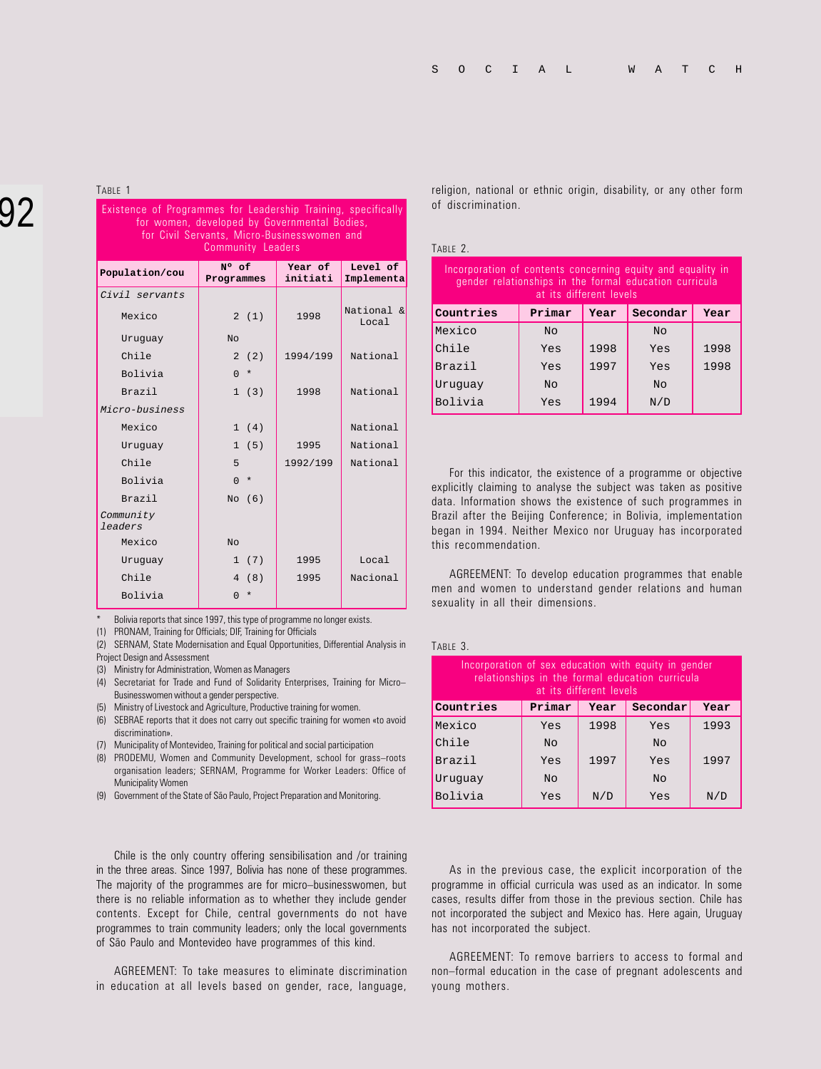TABLE 1

**Existence of Programmes for Leadership Training, specifically for women, developed by Governmental Bodies, for Civil Servants, Micro-Businesswomen and Community Leaders**

| Population/cou | Nº of Programmes | Year of initiati | Level of Implementa |
|---|---|---|---|
| *Civil servants* | | | |
| Mexico | 2 (1) | 1998 | National & Local |
| Uruguay | No | | |
| Chile | 2 (2) | 1994/199 | National |
| Bolivia | 0 * | | |
| Brazil | 1 (3) | 1998 | National |
| *Micro-business* | | | |
| Mexico | 1 (4) | | National |
| Uruguay | 1 (5) | 1995 | National |
| Chile | 5 | 1992/199 | National |
| Bolivia | 0 * | | |
| Brazil | No (6) | | |
| *Community leaders* | | | |
| Mexico | No | | |
| Uruguay | 1 (7) | 1995 | Local |
| Chile | 4 (8) | 1995 | Nacional |
| Bolivia | 0 * | | |

\* Bolivia reports that since 1997, this type of programme no longer exists.
(1) PRONAM, Training for Officials; DIF, Training for Officials
(2) SERNAM, State Modernisation and Equal Opportunities, Differential Analysis in Project Design and Assessment
(3) Ministry for Administration, Women as Managers
(4) Secretariat for Trade and Fund of Solidarity Enterprises, Training for Micro–Businesswomen without a gender perspective.
(5) Ministry of Livestock and Agriculture, Productive training for women.
(6) SEBRAE reports that it does not carry out specific training for women «to avoid discrimination».
(7) Municipality of Montevideo, Training for political and social participation
(8) PRODEMU, Women and Community Development, school for grass–roots organisation leaders; SERNAM, Programme for Worker Leaders: Office of Municipality Women
(9) Government of the State of São Paulo, Project Preparation and Monitoring.

Chile is the only country offering sensibilisation and /or training in the three areas. Since 1997, Bolivia has none of these programmes. The majority of the programmes are for micro–businesswomen, but there is no reliable information as to whether they include gender contents. Except for Chile, central governments do not have programmes to train community leaders; only the local governments of São Paulo and Montevideo have programmes of this kind.

AGREEMENT: To take measures to eliminate discrimination in education at all levels based on gender, race, language, religion, national or ethnic origin, disability, or any other form of discrimination.

TABLE 2.

**Incorporation of contents concerning equity and equality in gender relationships in the formal education curricula at its different levels**

| Countries | Primar | Year | Secondar | Year |
|---|---|---|---|---|
| Mexico | No | | No | |
| Chile | Yes | 1998 | Yes | 1998 |
| Brazil | Yes | 1997 | Yes | 1998 |
| Uruguay | No | | No | |
| Bolivia | Yes | 1994 | N/D | |

For this indicator, the existence of a programme or objective explicitly claiming to analyse the subject was taken as positive data. Information shows the existence of such programmes in Brazil after the Beijing Conference; in Bolivia, implementation began in 1994. Neither Mexico nor Uruguay has incorporated this recommendation.

AGREEMENT: To develop education programmes that enable men and women to understand gender relations and human sexuality in all their dimensions.

TABLE 3.

**Incorporation of sex education with equity in gender relationships in the formal education curricula at its different levels**

| Countries | Primar | Year | Secondar | Year |
|---|---|---|---|---|
| Mexico | Yes | 1998 | Yes | 1993 |
| Chile | No | | No | |
| Brazil | Yes | 1997 | Yes | 1997 |
| Uruguay | No | | No | |
| Bolivia | Yes | N/D | Yes | N/D |

As in the previous case, the explicit incorporation of the programme in official curricula was used as an indicator. In some cases, results differ from those in the previous section. Chile has not incorporated the subject and Mexico has. Here again, Uruguay has not incorporated the subject.

AGREEMENT: To remove barriers to access to formal and non–formal education in the case of pregnant adolescents and young mothers.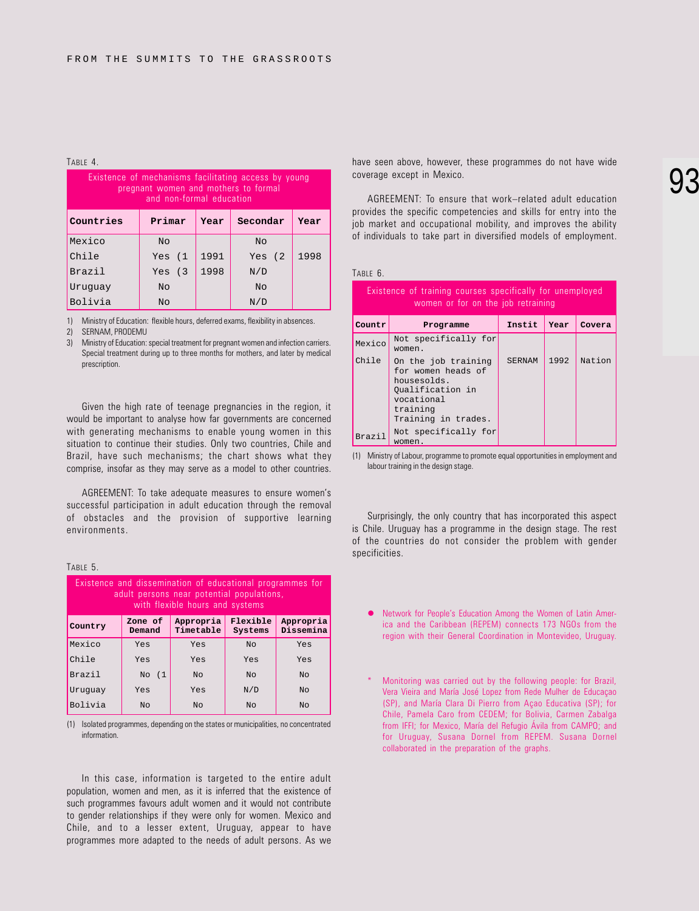Table 4.

Existence of mechanisms facilitating access by young pregnant women and mothers to formal and non-formal education

| Countries | Primar | Year | Secondar | Year |
|---|---|---|---|---|
| Mexico | No | | No | |
| Chile | Yes (1 | 1991 | Yes (2 | 1998 |
| Brazil | Yes (3 | 1998 | N/D | |
| Uruguay | No | | No | |
| Bolivia | No | | N/D | |

1) Ministry of Education: flexible hours, deferred exams, flexibility in absences.
2) SERNAM, PRODEMU
3) Ministry of Education: special treatment for pregnant women and infection carriers. Special treatment during up to three months for mothers, and later by medical prescription.

Given the high rate of teenage pregnancies in the region, it would be important to analyse how far governments are concerned with generating mechanisms to enable young women in this situation to continue their studies. Only two countries, Chile and Brazil, have such mechanisms; the chart shows what they comprise, insofar as they may serve as a model to other countries.

AGREEMENT: To take adequate measures to ensure women's successful participation in adult education through the removal of obstacles and the provision of supportive learning environments.

Table 5.

Existence and dissemination of educational programmes for adult persons near potential populations, with flexible hours and systems

| Country | Zone of Demand | Appropria Timetable | Flexible Systems | Appropria Dissemina |
|---|---|---|---|---|
| Mexico | Yes | Yes | No | Yes |
| Chile | Yes | Yes | Yes | Yes |
| Brazil | No (1 | No | No | No |
| Uruguay | Yes | Yes | N/D | No |
| Bolivia | No | No | No | No |

(1) Isolated programmes, depending on the states or municipalities, no concentrated information.

In this case, information is targeted to the entire adult population, women and men, as it is inferred that the existence of such programmes favours adult women and it would not contribute to gender relationships if they were only for women. Mexico and Chile, and to a lesser extent, Uruguay, appear to have programmes more adapted to the needs of adult persons. As we have seen above, however, these programmes do not have wide coverage except in Mexico.

AGREEMENT: To ensure that work–related adult education provides the specific competencies and skills for entry into the job market and occupational mobility, and improves the ability of individuals to take part in diversified models of employment.

Table 6.

Existence of training courses specifically for unemployed women or for on the job retraining

| Countr | Programme | Instit | Year | Covera |
|---|---|---|---|---|
| Mexico | Not specifically for women. | | | |
| Chile | On the job training for women heads of housesolds. Qualification in vocational training Training in trades. | SERNAM | 1992 | Nation |
| Brazil | Not specifically for women. | | | |

(1) Ministry of Labour, programme to promote equal opportunities in employment and labour training in the design stage.

Surprisingly, the only country that has incorporated this aspect is Chile. Uruguay has a programme in the design stage. The rest of the countries do not consider the problem with gender specificities.

- Network for People's Education Among the Women of Latin America and the Caribbean (REPEM) connects 173 NGOs from the region with their General Coordination in Montevideo, Uruguay.

\* Monitoring was carried out by the following people: for Brazil, Vera Vieira and María José Lopez from Rede Mulher de Educaçao (SP), and María Clara Di Pierro from Açao Educativa (SP); for Chile, Pamela Caro from CEDEM; for Bolivia, Carmen Zabalga from IFFI; for Mexico, María del Refugio Ávila from CAMPO; and for Uruguay, Susana Dornel from REPEM. Susana Dornel collaborated in the preparation of the graphs.